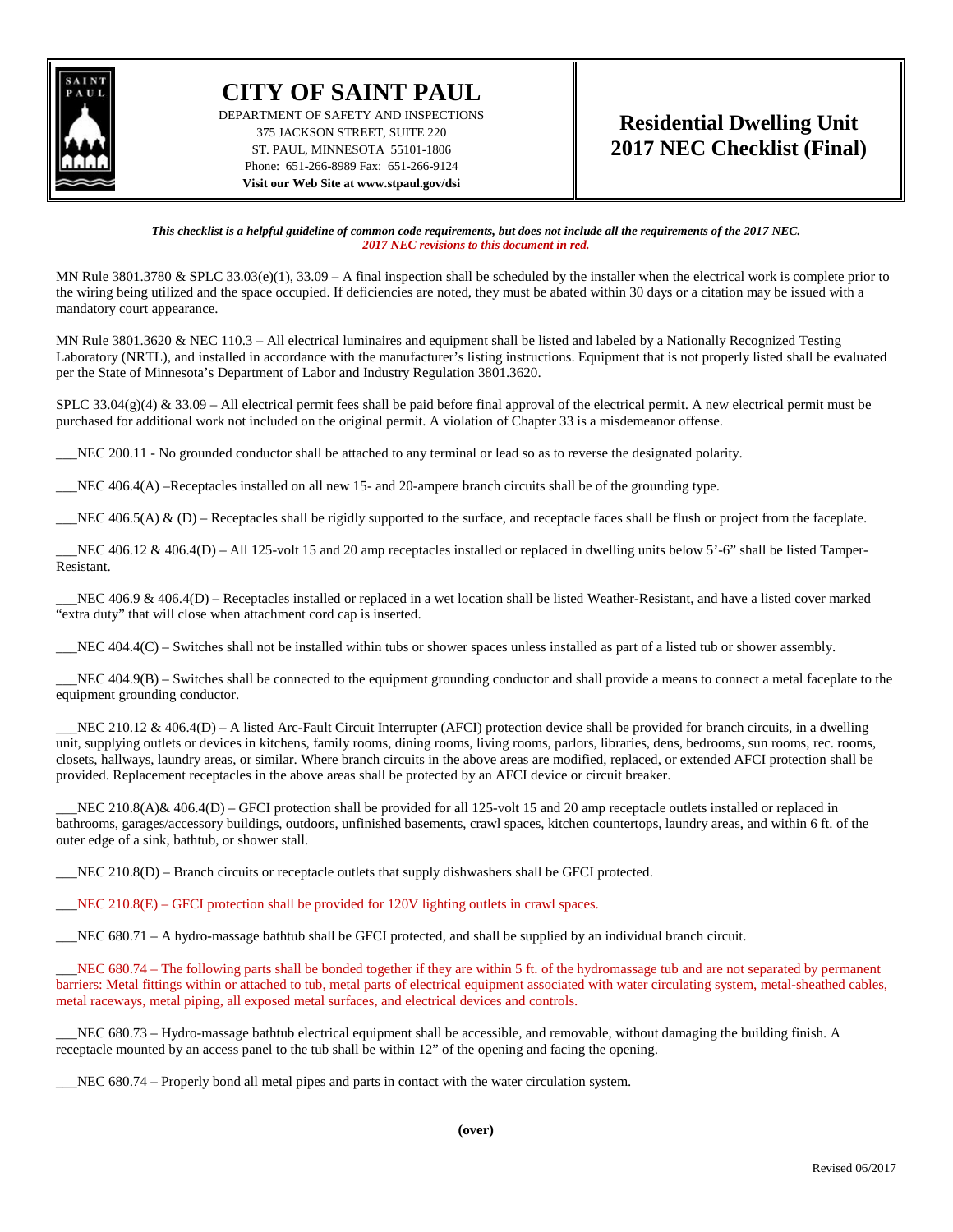# CITY OF SAINT PAUL

DEPARTMENT OF SAFETY AND INSPECTIONS
375 JACKSON STREET, SUITE 220
ST. PAUL, MINNESOTA 55101-1806
Phone: 651-266-8989 Fax: 651-266-9124
**Visit our Web Site at www.stpaul.gov/dsi**

## Residential Dwelling Unit 2017 NEC Checklist (Final)

***This checklist is a helpful guideline of common code requirements, but does not include all the requirements of the 2017 NEC.***
***2017 NEC revisions to this document in red.***

MN Rule 3801.3780 & SPLC 33.03(e)(1), 33.09 – A final inspection shall be scheduled by the installer when the electrical work is complete prior to the wiring being utilized and the space occupied. If deficiencies are noted, they must be abated within 30 days or a citation may be issued with a mandatory court appearance.

MN Rule 3801.3620 & NEC 110.3 – All electrical luminaires and equipment shall be listed and labeled by a Nationally Recognized Testing Laboratory (NRTL), and installed in accordance with the manufacturer's listing instructions. Equipment that is not properly listed shall be evaluated per the State of Minnesota's Department of Labor and Industry Regulation 3801.3620.

SPLC 33.04(g)(4) & 33.09 – All electrical permit fees shall be paid before final approval of the electrical permit. A new electrical permit must be purchased for additional work not included on the original permit. A violation of Chapter 33 is a misdemeanor offense.

___NEC 200.11 - No grounded conductor shall be attached to any terminal or lead so as to reverse the designated polarity.

___NEC 406.4(A) –Receptacles installed on all new 15- and 20-ampere branch circuits shall be of the grounding type.

___NEC 406.5(A) & (D) – Receptacles shall be rigidly supported to the surface, and receptacle faces shall be flush or project from the faceplate.

___NEC 406.12 & 406.4(D) – All 125-volt 15 and 20 amp receptacles installed or replaced in dwelling units below 5'-6" shall be listed Tamper-Resistant.

___NEC 406.9 & 406.4(D) – Receptacles installed or replaced in a wet location shall be listed Weather-Resistant, and have a listed cover marked "extra duty" that will close when attachment cord cap is inserted.

___NEC 404.4(C) – Switches shall not be installed within tubs or shower spaces unless installed as part of a listed tub or shower assembly.

___NEC 404.9(B) – Switches shall be connected to the equipment grounding conductor and shall provide a means to connect a metal faceplate to the equipment grounding conductor.

___NEC 210.12 & 406.4(D) – A listed Arc-Fault Circuit Interrupter (AFCI) protection device shall be provided for branch circuits, in a dwelling unit, supplying outlets or devices in kitchens, family rooms, dining rooms, living rooms, parlors, libraries, dens, bedrooms, sun rooms, rec. rooms, closets, hallways, laundry areas, or similar. Where branch circuits in the above areas are modified, replaced, or extended AFCI protection shall be provided. Replacement receptacles in the above areas shall be protected by an AFCI device or circuit breaker.

___NEC 210.8(A)& 406.4(D) – GFCI protection shall be provided for all 125-volt 15 and 20 amp receptacle outlets installed or replaced in bathrooms, garages/accessory buildings, outdoors, unfinished basements, crawl spaces, kitchen countertops, laundry areas, and within 6 ft. of the outer edge of a sink, bathtub, or shower stall.

___NEC 210.8(D) – Branch circuits or receptacle outlets that supply dishwashers shall be GFCI protected.

___NEC 210.8(E) – GFCI protection shall be provided for 120V lighting outlets in crawl spaces.

___NEC 680.71 – A hydro-massage bathtub shall be GFCI protected, and shall be supplied by an individual branch circuit.

___NEC 680.74 – The following parts shall be bonded together if they are within 5 ft. of the hydromassage tub and are not separated by permanent barriers: Metal fittings within or attached to tub, metal parts of electrical equipment associated with water circulating system, metal-sheathed cables, metal raceways, metal piping, all exposed metal surfaces, and electrical devices and controls.

___NEC 680.73 – Hydro-massage bathtub electrical equipment shall be accessible, and removable, without damaging the building finish. A receptacle mounted by an access panel to the tub shall be within 12" of the opening and facing the opening.

___NEC 680.74 – Properly bond all metal pipes and parts in contact with the water circulation system.

**(over)**

Revised 06/2017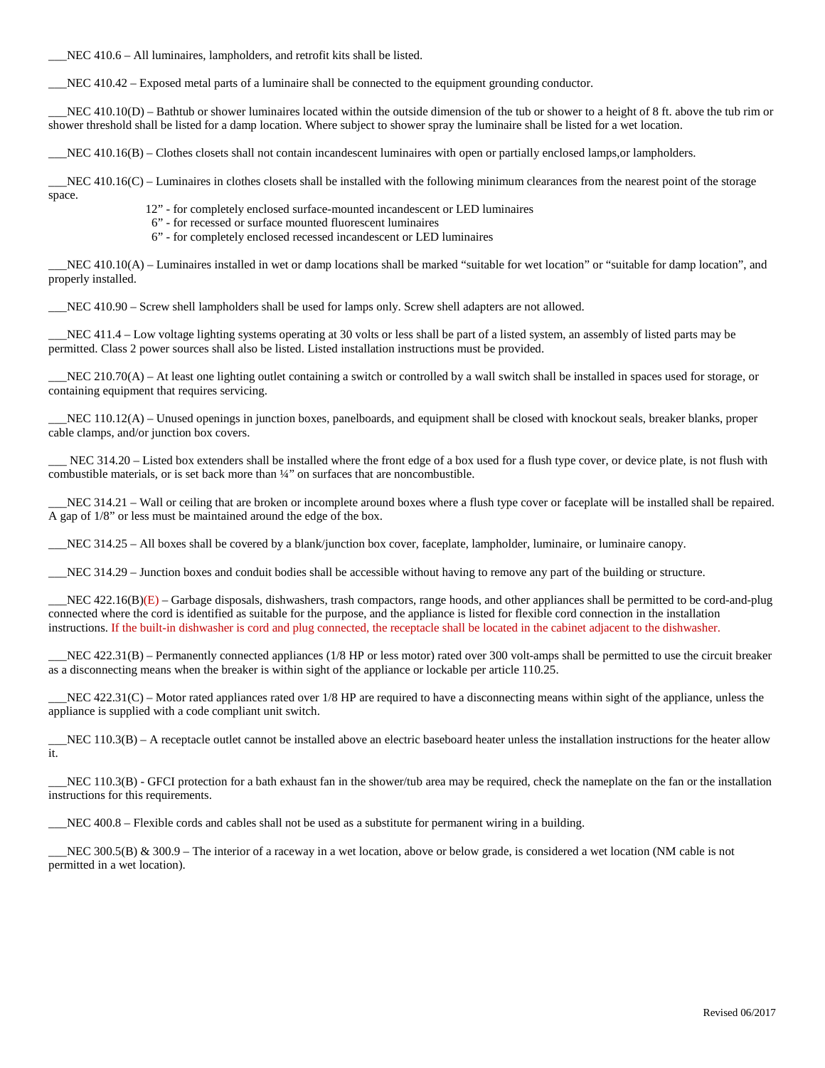___NEC 410.6 – All luminaires, lampholders, and retrofit kits shall be listed.

___NEC 410.42 – Exposed metal parts of a luminaire shall be connected to the equipment grounding conductor.

___NEC 410.10(D) – Bathtub or shower luminaires located within the outside dimension of the tub or shower to a height of 8 ft. above the tub rim or shower threshold shall be listed for a damp location. Where subject to shower spray the luminaire shall be listed for a wet location.

___NEC 410.16(B) – Clothes closets shall not contain incandescent luminaires with open or partially enclosed lamps,or lampholders.

___NEC 410.16(C) – Luminaires in clothes closets shall be installed with the following minimum clearances from the nearest point of the storage space.

12" - for completely enclosed surface-mounted incandescent or LED luminaires
6" - for recessed or surface mounted fluorescent luminaires
6" - for completely enclosed recessed incandescent or LED luminaires

___NEC 410.10(A) – Luminaires installed in wet or damp locations shall be marked "suitable for wet location" or "suitable for damp location", and properly installed.

___NEC 410.90 – Screw shell lampholders shall be used for lamps only. Screw shell adapters are not allowed.

___NEC 411.4 – Low voltage lighting systems operating at 30 volts or less shall be part of a listed system, an assembly of listed parts may be permitted. Class 2 power sources shall also be listed. Listed installation instructions must be provided.

___NEC 210.70(A) – At least one lighting outlet containing a switch or controlled by a wall switch shall be installed in spaces used for storage, or containing equipment that requires servicing.

___NEC 110.12(A) – Unused openings in junction boxes, panelboards, and equipment shall be closed with knockout seals, breaker blanks, proper cable clamps, and/or junction box covers.

___ NEC 314.20 – Listed box extenders shall be installed where the front edge of a box used for a flush type cover, or device plate, is not flush with combustible materials, or is set back more than ¼" on surfaces that are noncombustible.

___NEC 314.21 – Wall or ceiling that are broken or incomplete around boxes where a flush type cover or faceplate will be installed shall be repaired. A gap of 1/8" or less must be maintained around the edge of the box.

___NEC 314.25 – All boxes shall be covered by a blank/junction box cover, faceplate, lampholder, luminaire, or luminaire canopy.

___NEC 314.29 – Junction boxes and conduit bodies shall be accessible without having to remove any part of the building or structure.

___NEC 422.16(B)(E) – Garbage disposals, dishwashers, trash compactors, range hoods, and other appliances shall be permitted to be cord-and-plug connected where the cord is identified as suitable for the purpose, and the appliance is listed for flexible cord connection in the installation instructions. If the built-in dishwasher is cord and plug connected, the receptacle shall be located in the cabinet adjacent to the dishwasher.

___NEC 422.31(B) – Permanently connected appliances (1/8 HP or less motor) rated over 300 volt-amps shall be permitted to use the circuit breaker as a disconnecting means when the breaker is within sight of the appliance or lockable per article 110.25.

___NEC 422.31(C) – Motor rated appliances rated over 1/8 HP are required to have a disconnecting means within sight of the appliance, unless the appliance is supplied with a code compliant unit switch.

___NEC 110.3(B) – A receptacle outlet cannot be installed above an electric baseboard heater unless the installation instructions for the heater allow it.

___NEC 110.3(B) - GFCI protection for a bath exhaust fan in the shower/tub area may be required, check the nameplate on the fan or the installation instructions for this requirements.

___NEC 400.8 – Flexible cords and cables shall not be used as a substitute for permanent wiring in a building.

___NEC 300.5(B) & 300.9 – The interior of a raceway in a wet location, above or below grade, is considered a wet location (NM cable is not permitted in a wet location).

Revised 06/2017